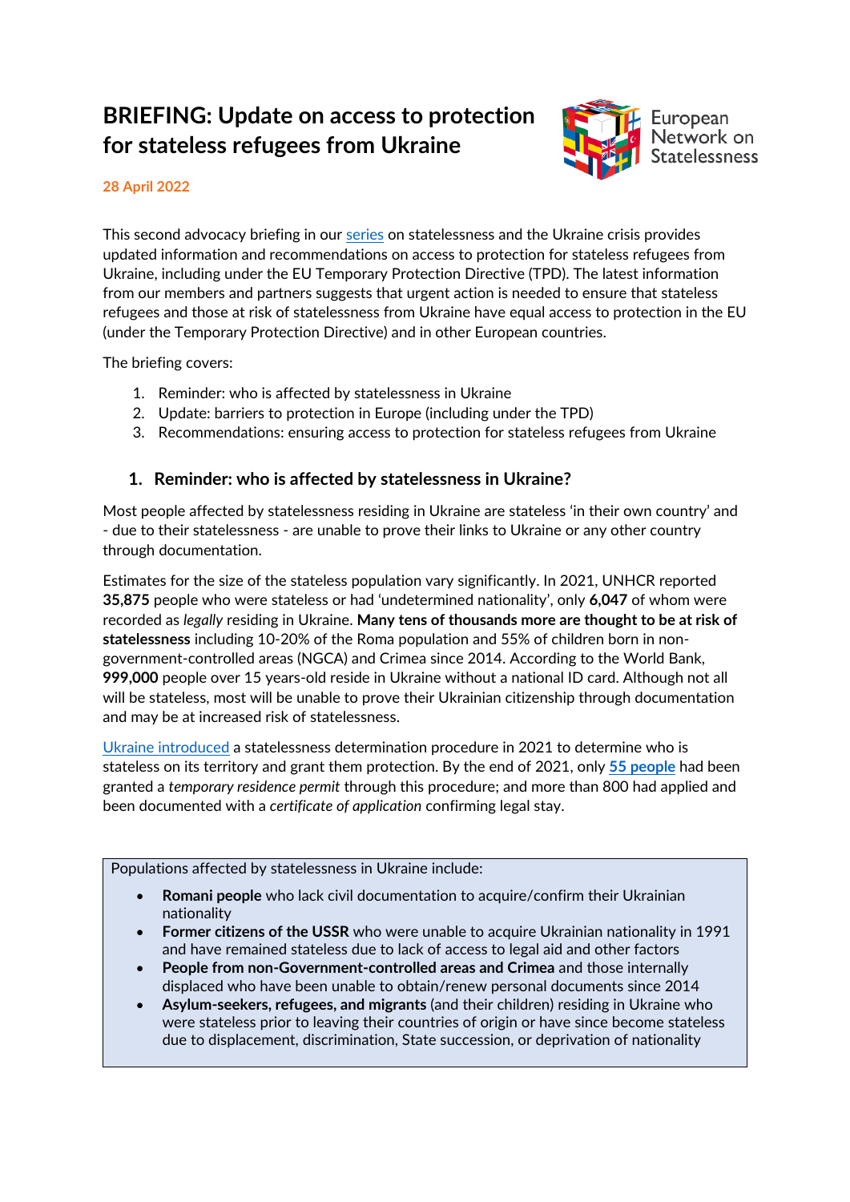# BRIEFING: Update on access to protection for stateless refugees from Ukraine

European Network on Statelessness

**28 April 2022**

This second advocacy briefing in our series on statelessness and the Ukraine crisis provides updated information and recommendations on access to protection for stateless refugees from Ukraine, including under the EU Temporary Protection Directive (TPD). The latest information from our members and partners suggests that urgent action is needed to ensure that stateless refugees and those at risk of statelessness from Ukraine have equal access to protection in the EU (under the Temporary Protection Directive) and in other European countries.

The briefing covers:

1. Reminder: who is affected by statelessness in Ukraine
2. Update: barriers to protection in Europe (including under the TPD)
3. Recommendations: ensuring access to protection for stateless refugees from Ukraine

## 1. Reminder: who is affected by statelessness in Ukraine?

Most people affected by statelessness residing in Ukraine are stateless 'in their own country' and - due to their statelessness - are unable to prove their links to Ukraine or any other country through documentation.

Estimates for the size of the stateless population vary significantly. In 2021, UNHCR reported **35,875** people who were stateless or had 'undetermined nationality', only **6,047** of whom were recorded as *legally* residing in Ukraine. **Many tens of thousands more are thought to be at risk of statelessness** including 10-20% of the Roma population and 55% of children born in non-government-controlled areas (NGCA) and Crimea since 2014. According to the World Bank, **999,000** people over 15 years-old reside in Ukraine without a national ID card. Although not all will be stateless, most will be unable to prove their Ukrainian citizenship through documentation and may be at increased risk of statelessness.

Ukraine introduced a statelessness determination procedure in 2021 to determine who is stateless on its territory and grant them protection. By the end of 2021, only **55 people** had been granted a *temporary residence permit* through this procedure; and more than 800 had applied and been documented with a *certificate of application* confirming legal stay.

> Populations affected by statelessness in Ukraine include:
>
> - **Romani people** who lack civil documentation to acquire/confirm their Ukrainian nationality
> - **Former citizens of the USSR** who were unable to acquire Ukrainian nationality in 1991 and have remained stateless due to lack of access to legal aid and other factors
> - **People from non-Government-controlled areas and Crimea** and those internally displaced who have been unable to obtain/renew personal documents since 2014
> - **Asylum-seekers, refugees, and migrants** (and their children) residing in Ukraine who were stateless prior to leaving their countries of origin or have since become stateless due to displacement, discrimination, State succession, or deprivation of nationality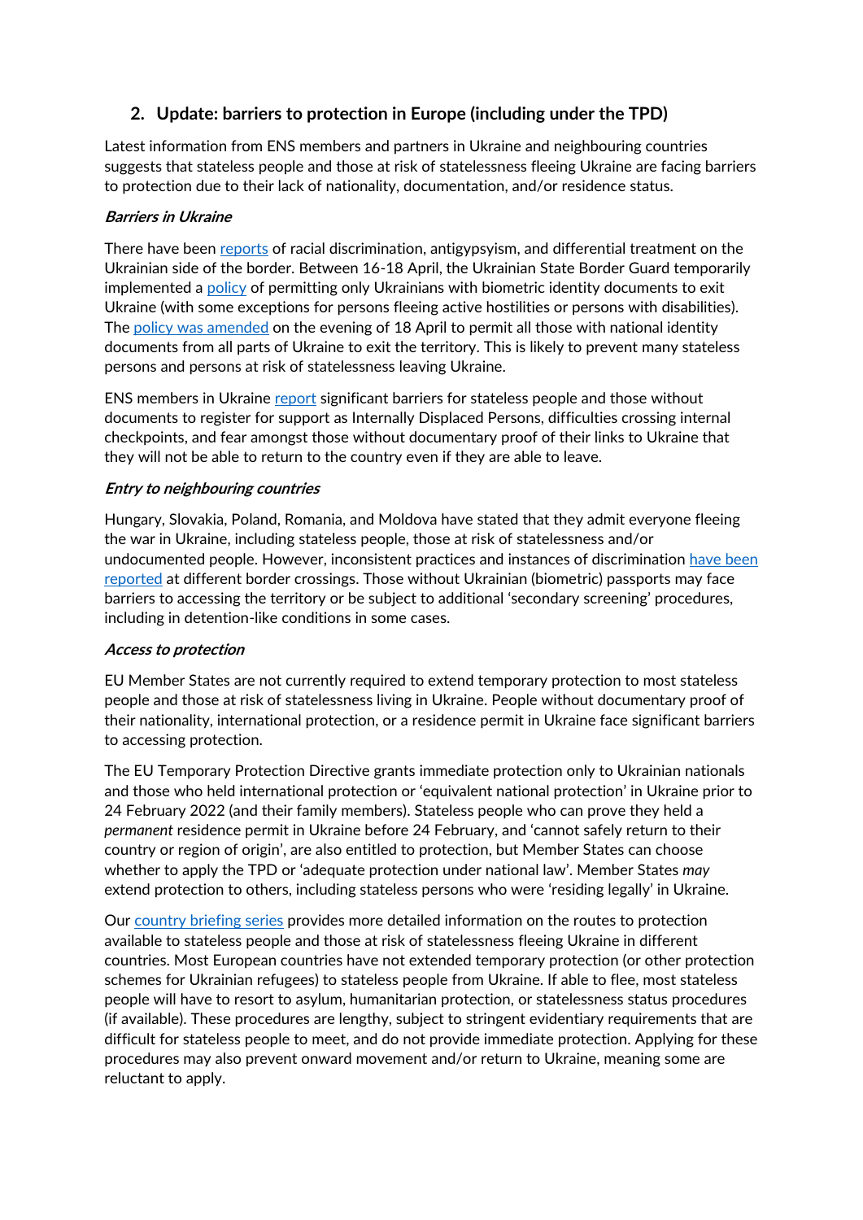## 2. Update: barriers to protection in Europe (including under the TPD)

Latest information from ENS members and partners in Ukraine and neighbouring countries suggests that stateless people and those at risk of statelessness fleeing Ukraine are facing barriers to protection due to their lack of nationality, documentation, and/or residence status.

### *Barriers in Ukraine*

There have been reports of racial discrimination, antigypsyism, and differential treatment on the Ukrainian side of the border. Between 16-18 April, the Ukrainian State Border Guard temporarily implemented a policy of permitting only Ukrainians with biometric identity documents to exit Ukraine (with some exceptions for persons fleeing active hostilities or persons with disabilities). The policy was amended on the evening of 18 April to permit all those with national identity documents from all parts of Ukraine to exit the territory. This is likely to prevent many stateless persons and persons at risk of statelessness leaving Ukraine.

ENS members in Ukraine report significant barriers for stateless people and those without documents to register for support as Internally Displaced Persons, difficulties crossing internal checkpoints, and fear amongst those without documentary proof of their links to Ukraine that they will not be able to return to the country even if they are able to leave.

### *Entry to neighbouring countries*

Hungary, Slovakia, Poland, Romania, and Moldova have stated that they admit everyone fleeing the war in Ukraine, including stateless people, those at risk of statelessness and/or undocumented people. However, inconsistent practices and instances of discrimination have been reported at different border crossings. Those without Ukrainian (biometric) passports may face barriers to accessing the territory or be subject to additional 'secondary screening' procedures, including in detention-like conditions in some cases.

### *Access to protection*

EU Member States are not currently required to extend temporary protection to most stateless people and those at risk of statelessness living in Ukraine. People without documentary proof of their nationality, international protection, or a residence permit in Ukraine face significant barriers to accessing protection.

The EU Temporary Protection Directive grants immediate protection only to Ukrainian nationals and those who held international protection or 'equivalent national protection' in Ukraine prior to 24 February 2022 (and their family members). Stateless people who can prove they held a *permanent* residence permit in Ukraine before 24 February, and 'cannot safely return to their country or region of origin', are also entitled to protection, but Member States can choose whether to apply the TPD or 'adequate protection under national law'. Member States *may* extend protection to others, including stateless persons who were 'residing legally' in Ukraine.

Our country briefing series provides more detailed information on the routes to protection available to stateless people and those at risk of statelessness fleeing Ukraine in different countries. Most European countries have not extended temporary protection (or other protection schemes for Ukrainian refugees) to stateless people from Ukraine. If able to flee, most stateless people will have to resort to asylum, humanitarian protection, or statelessness status procedures (if available). These procedures are lengthy, subject to stringent evidentiary requirements that are difficult for stateless people to meet, and do not provide immediate protection. Applying for these procedures may also prevent onward movement and/or return to Ukraine, meaning some are reluctant to apply.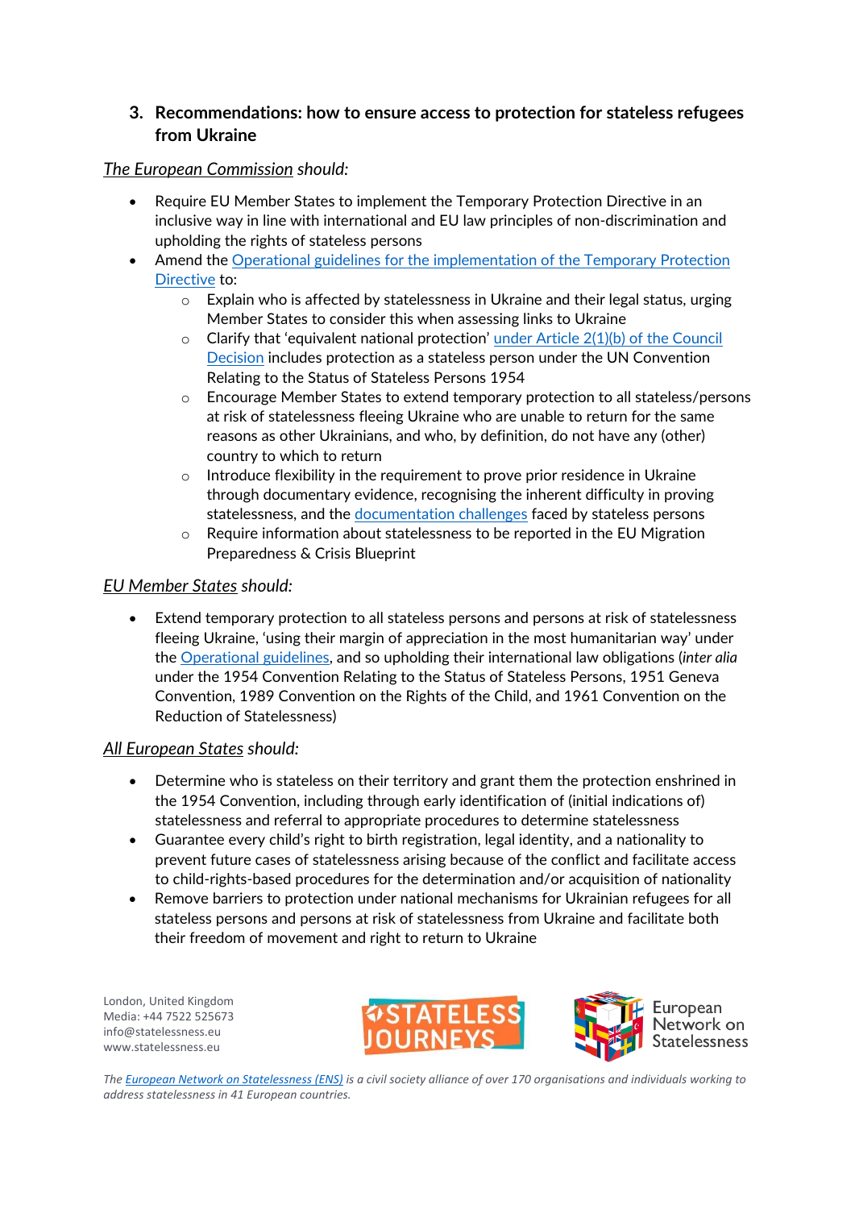## 3. Recommendations: how to ensure access to protection for stateless refugees from Ukraine

*The European Commission should:*

- Require EU Member States to implement the Temporary Protection Directive in an inclusive way in line with international and EU law principles of non-discrimination and upholding the rights of stateless persons
- Amend the Operational guidelines for the implementation of the Temporary Protection Directive to:
  - Explain who is affected by statelessness in Ukraine and their legal status, urging Member States to consider this when assessing links to Ukraine
  - Clarify that 'equivalent national protection' under Article 2(1)(b) of the Council Decision includes protection as a stateless person under the UN Convention Relating to the Status of Stateless Persons 1954
  - Encourage Member States to extend temporary protection to all stateless/persons at risk of statelessness fleeing Ukraine who are unable to return for the same reasons as other Ukrainians, and who, by definition, do not have any (other) country to which to return
  - Introduce flexibility in the requirement to prove prior residence in Ukraine through documentary evidence, recognising the inherent difficulty in proving statelessness, and the documentation challenges faced by stateless persons
  - Require information about statelessness to be reported in the EU Migration Preparedness & Crisis Blueprint

*EU Member States should:*

- Extend temporary protection to all stateless persons and persons at risk of statelessness fleeing Ukraine, 'using their margin of appreciation in the most humanitarian way' under the Operational guidelines, and so upholding their international law obligations (*inter alia* under the 1954 Convention Relating to the Status of Stateless Persons, 1951 Geneva Convention, 1989 Convention on the Rights of the Child, and 1961 Convention on the Reduction of Statelessness)

*All European States should:*

- Determine who is stateless on their territory and grant them the protection enshrined in the 1954 Convention, including through early identification of (initial indications of) statelessness and referral to appropriate procedures to determine statelessness
- Guarantee every child's right to birth registration, legal identity, and a nationality to prevent future cases of statelessness arising because of the conflict and facilitate access to child-rights-based procedures for the determination and/or acquisition of nationality
- Remove barriers to protection under national mechanisms for Ukrainian refugees for all stateless persons and persons at risk of statelessness from Ukraine and facilitate both their freedom of movement and right to return to Ukraine

London, United Kingdom
Media: +44 7522 525673
info@statelessness.eu
www.statelessness.eu

STATELESS JOURNEYS

European Network on Statelessness

*The European Network on Statelessness (ENS) is a civil society alliance of over 170 organisations and individuals working to address statelessness in 41 European countries.*